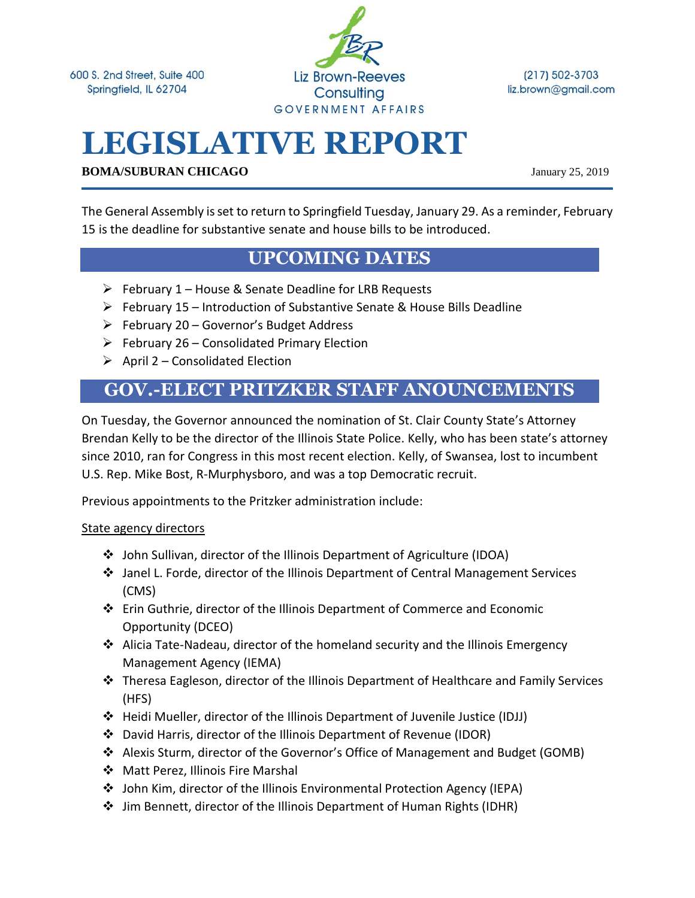600 S. 2nd Street, Suite 400
Springfield, IL 62704

Liz Brown-Reeves Consulting
GOVERNMENT AFFAIRS

(217) 502-3703
liz.brown@gmail.com

# LEGISLATIVE REPORT

**BOMA/SUBURAN CHICAGO** January 25, 2019

The General Assembly is set to return to Springfield Tuesday, January 29. As a reminder, February 15 is the deadline for substantive senate and house bills to be introduced.

## UPCOMING DATES

- February 1 – House & Senate Deadline for LRB Requests
- February 15 – Introduction of Substantive Senate & House Bills Deadline
- February 20 – Governor's Budget Address
- February 26 – Consolidated Primary Election
- April 2 – Consolidated Election

## GOV.-ELECT PRITZKER STAFF ANOUNCEMENTS

On Tuesday, the Governor announced the nomination of St. Clair County State's Attorney Brendan Kelly to be the director of the Illinois State Police. Kelly, who has been state's attorney since 2010, ran for Congress in this most recent election. Kelly, of Swansea, lost to incumbent U.S. Rep. Mike Bost, R-Murphysboro, and was a top Democratic recruit.

Previous appointments to the Pritzker administration include:

State agency directors

- John Sullivan, director of the Illinois Department of Agriculture (IDOA)
- Janel L. Forde, director of the Illinois Department of Central Management Services (CMS)
- Erin Guthrie, director of the Illinois Department of Commerce and Economic Opportunity (DCEO)
- Alicia Tate-Nadeau, director of the homeland security and the Illinois Emergency Management Agency (IEMA)
- Theresa Eagleson, director of the Illinois Department of Healthcare and Family Services (HFS)
- Heidi Mueller, director of the Illinois Department of Juvenile Justice (IDJJ)
- David Harris, director of the Illinois Department of Revenue (IDOR)
- Alexis Sturm, director of the Governor's Office of Management and Budget (GOMB)
- Matt Perez, Illinois Fire Marshal
- John Kim, director of the Illinois Environmental Protection Agency (IEPA)
- Jim Bennett, director of the Illinois Department of Human Rights (IDHR)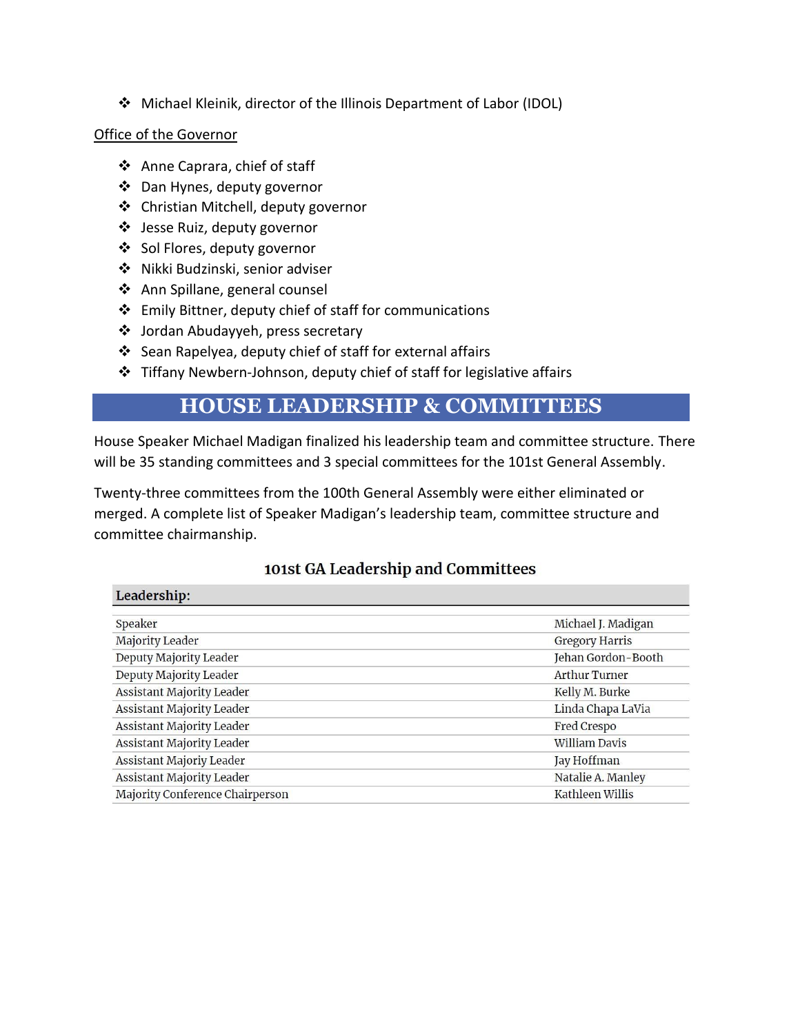- Michael Kleinik, director of the Illinois Department of Labor (IDOL)

Office of the Governor

- Anne Caprara, chief of staff
- Dan Hynes, deputy governor
- Christian Mitchell, deputy governor
- Jesse Ruiz, deputy governor
- Sol Flores, deputy governor
- Nikki Budzinski, senior adviser
- Ann Spillane, general counsel
- Emily Bittner, deputy chief of staff for communications
- Jordan Abudayyeh, press secretary
- Sean Rapelyea, deputy chief of staff for external affairs
- Tiffany Newbern-Johnson, deputy chief of staff for legislative affairs

# HOUSE LEADERSHIP & COMMITTEES

House Speaker Michael Madigan finalized his leadership team and committee structure. There will be 35 standing committees and 3 special committees for the 101st General Assembly.

Twenty-three committees from the 100th General Assembly were either eliminated or merged. A complete list of Speaker Madigan's leadership team, committee structure and committee chairmanship.

### 101st GA Leadership and Committees

| Leadership: | |
|---|---|
| Speaker | Michael J. Madigan |
| Majority Leader | Gregory Harris |
| Deputy Majority Leader | Jehan Gordon-Booth |
| Deputy Majority Leader | Arthur Turner |
| Assistant Majority Leader | Kelly M. Burke |
| Assistant Majority Leader | Linda Chapa LaVia |
| Assistant Majority Leader | Fred Crespo |
| Assistant Majority Leader | William Davis |
| Assistant Majoriy Leader | Jay Hoffman |
| Assistant Majority Leader | Natalie A. Manley |
| Majority Conference Chairperson | Kathleen Willis |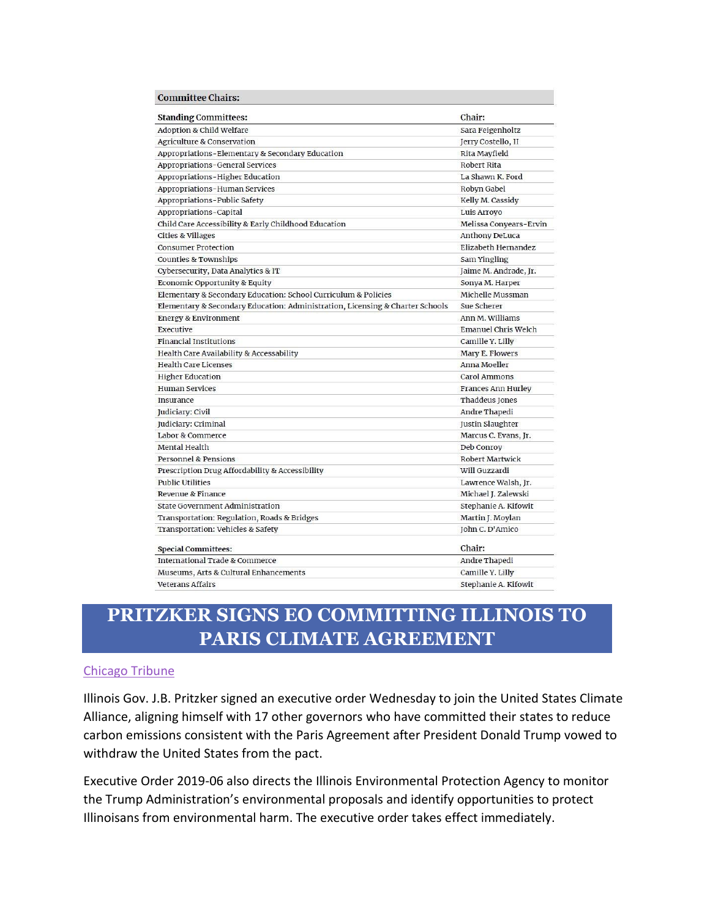| Committee Chairs: | |
|---|---|
| **Standing Committees:** | **Chair:** |
| Adoption & Child Welfare | Sara Feigenholtz |
| Agriculture & Conservation | Jerry Costello, II |
| Appropriations-Elementary & Secondary Education | Rita Mayfield |
| Appropriations-General Services | Robert Rita |
| Appropriations-Higher Education | La Shawn K. Ford |
| Appropriations-Human Services | Robyn Gabel |
| Appropriations-Public Safety | Kelly M. Cassidy |
| Appropriations-Capital | Luis Arroyo |
| Child Care Accessibility & Early Childhood Education | Melissa Conyears-Ervin |
| Cities & Villages | Anthony DeLuca |
| Consumer Protection | Elizabeth Hernandez |
| Counties & Townships | Sam Yingling |
| Cybersecurity, Data Analytics & IT | Jaime M. Andrade, Jr. |
| Economic Opportunity & Equity | Sonya M. Harper |
| Elementary & Secondary Education: School Curriculum & Policies | Michelle Mussman |
| Elementary & Secondary Education: Administration, Licensing & Charter Schools | Sue Scherer |
| Energy & Environment | Ann M. Williams |
| Executive | Emanuel Chris Welch |
| Financial Institutions | Camille Y. Lilly |
| Health Care Availability & Accessability | Mary E. Flowers |
| Health Care Licenses | Anna Moeller |
| Higher Education | Carol Ammons |
| Human Services | Frances Ann Hurley |
| Insurance | Thaddeus Jones |
| Judiciary: Civil | Andre Thapedi |
| Judiciary: Criminal | Justin Slaughter |
| Labor & Commerce | Marcus C. Evans, Jr. |
| Mental Health | Deb Conroy |
| Personnel & Pensions | Robert Martwick |
| Prescription Drug Affordability & Accessibility | Will Guzzardi |
| Public Utilities | Lawrence Walsh, Jr. |
| Revenue & Finance | Michael J. Zalewski |
| State Government Administration | Stephanie A. Kifowit |
| Transportation: Regulation, Roads & Bridges | Martin J. Moylan |
| Transportation: Vehicles & Safety | John C. D'Amico |
| **Special Committees:** | **Chair:** |
| International Trade & Commerce | Andre Thapedi |
| Museums, Arts & Cultural Enhancements | Camille Y. Lilly |
| Veterans Affairs | Stephanie A. Kifowit |

# PRITZKER SIGNS EO COMMITTING ILLINOIS TO PARIS CLIMATE AGREEMENT

Chicago Tribune

Illinois Gov. J.B. Pritzker signed an executive order Wednesday to join the United States Climate Alliance, aligning himself with 17 other governors who have committed their states to reduce carbon emissions consistent with the Paris Agreement after President Donald Trump vowed to withdraw the United States from the pact.

Executive Order 2019-06 also directs the Illinois Environmental Protection Agency to monitor the Trump Administration's environmental proposals and identify opportunities to protect Illinoisans from environmental harm. The executive order takes effect immediately.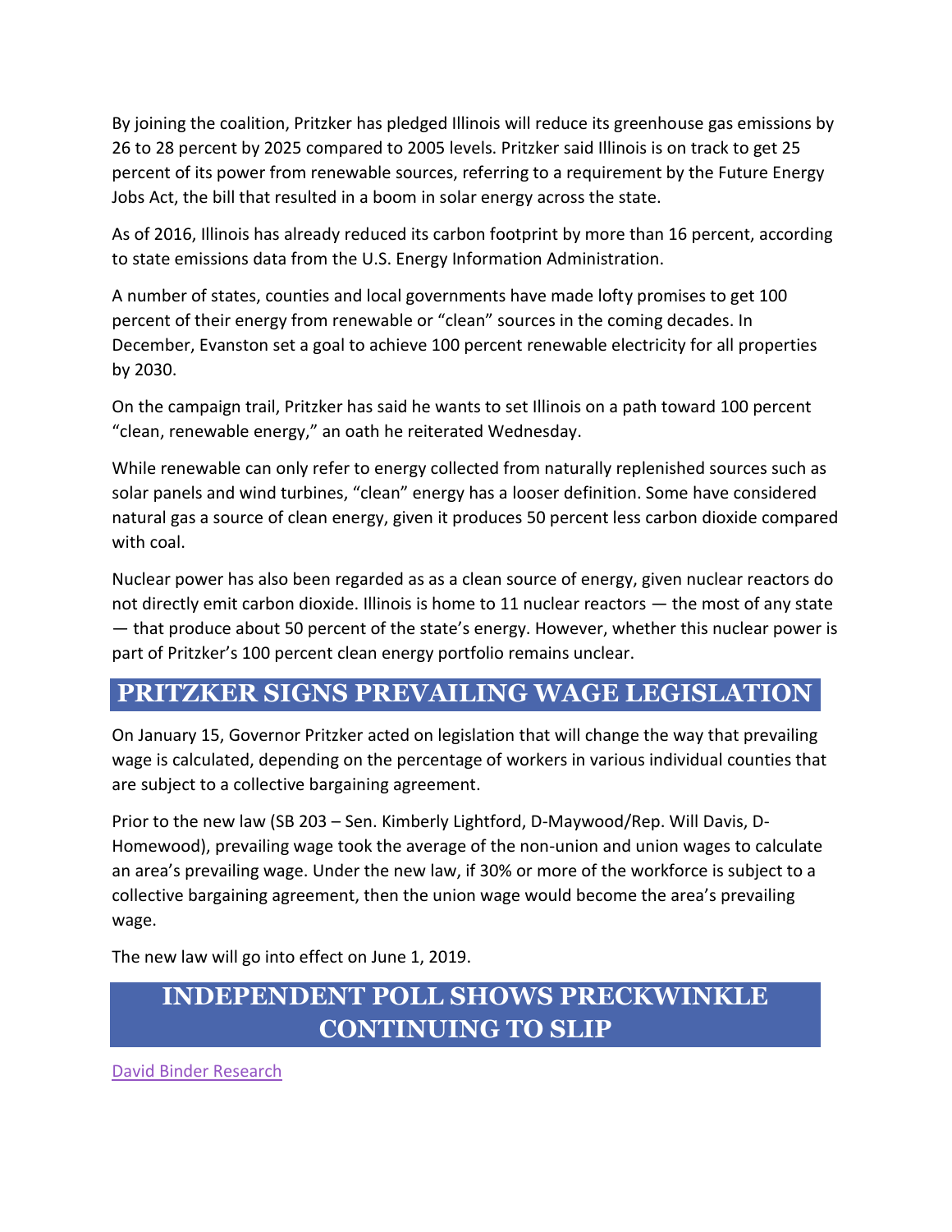By joining the coalition, Pritzker has pledged Illinois will reduce its greenhouse gas emissions by 26 to 28 percent by 2025 compared to 2005 levels. Pritzker said Illinois is on track to get 25 percent of its power from renewable sources, referring to a requirement by the Future Energy Jobs Act, the bill that resulted in a boom in solar energy across the state.

As of 2016, Illinois has already reduced its carbon footprint by more than 16 percent, according to state emissions data from the U.S. Energy Information Administration.

A number of states, counties and local governments have made lofty promises to get 100 percent of their energy from renewable or "clean" sources in the coming decades. In December, Evanston set a goal to achieve 100 percent renewable electricity for all properties by 2030.

On the campaign trail, Pritzker has said he wants to set Illinois on a path toward 100 percent "clean, renewable energy," an oath he reiterated Wednesday.

While renewable can only refer to energy collected from naturally replenished sources such as solar panels and wind turbines, "clean" energy has a looser definition. Some have considered natural gas a source of clean energy, given it produces 50 percent less carbon dioxide compared with coal.

Nuclear power has also been regarded as as a clean source of energy, given nuclear reactors do not directly emit carbon dioxide. Illinois is home to 11 nuclear reactors — the most of any state — that produce about 50 percent of the state's energy. However, whether this nuclear power is part of Pritzker's 100 percent clean energy portfolio remains unclear.

## PRITZKER SIGNS PREVAILING WAGE LEGISLATION

On January 15, Governor Pritzker acted on legislation that will change the way that prevailing wage is calculated, depending on the percentage of workers in various individual counties that are subject to a collective bargaining agreement.

Prior to the new law (SB 203 – Sen. Kimberly Lightford, D-Maywood/Rep. Will Davis, D-Homewood), prevailing wage took the average of the non-union and union wages to calculate an area's prevailing wage. Under the new law, if 30% or more of the workforce is subject to a collective bargaining agreement, then the union wage would become the area's prevailing wage.

The new law will go into effect on June 1, 2019.

## INDEPENDENT POLL SHOWS PRECKWINKLE CONTINUING TO SLIP

David Binder Research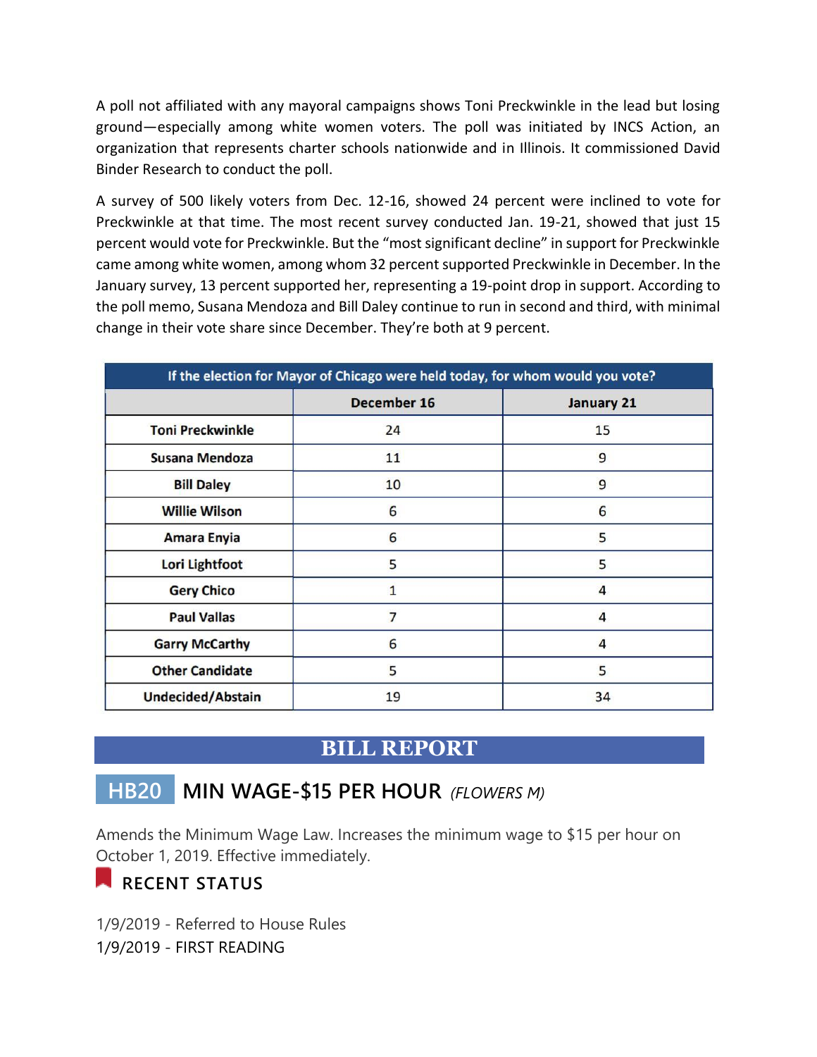A poll not affiliated with any mayoral campaigns shows Toni Preckwinkle in the lead but losing ground—especially among white women voters. The poll was initiated by INCS Action, an organization that represents charter schools nationwide and in Illinois. It commissioned David Binder Research to conduct the poll.

A survey of 500 likely voters from Dec. 12-16, showed 24 percent were inclined to vote for Preckwinkle at that time. The most recent survey conducted Jan. 19-21, showed that just 15 percent would vote for Preckwinkle. But the "most significant decline" in support for Preckwinkle came among white women, among whom 32 percent supported Preckwinkle in December. In the January survey, 13 percent supported her, representing a 19-point drop in support. According to the poll memo, Susana Mendoza and Bill Daley continue to run in second and third, with minimal change in their vote share since December. They're both at 9 percent.

| If the election for Mayor of Chicago were held today, for whom would you vote? | | |
|---|---|---|
| | **December 16** | **January 21** |
| **Toni Preckwinkle** | 24 | 15 |
| **Susana Mendoza** | 11 | 9 |
| **Bill Daley** | 10 | 9 |
| **Willie Wilson** | 6 | 6 |
| **Amara Enyia** | 6 | 5 |
| **Lori Lightfoot** | 5 | 5 |
| **Gery Chico** | 1 | 4 |
| **Paul Vallas** | 7 | 4 |
| **Garry McCarthy** | 6 | 4 |
| **Other Candidate** | 5 | 5 |
| **Undecided/Abstain** | 19 | 34 |

# BILL REPORT

## HB20 MIN WAGE-$15 PER HOUR *(FLOWERS M)*

Amends the Minimum Wage Law. Increases the minimum wage to $15 per hour on October 1, 2019. Effective immediately.

### RECENT STATUS

1/9/2019 - Referred to House Rules

1/9/2019 - FIRST READING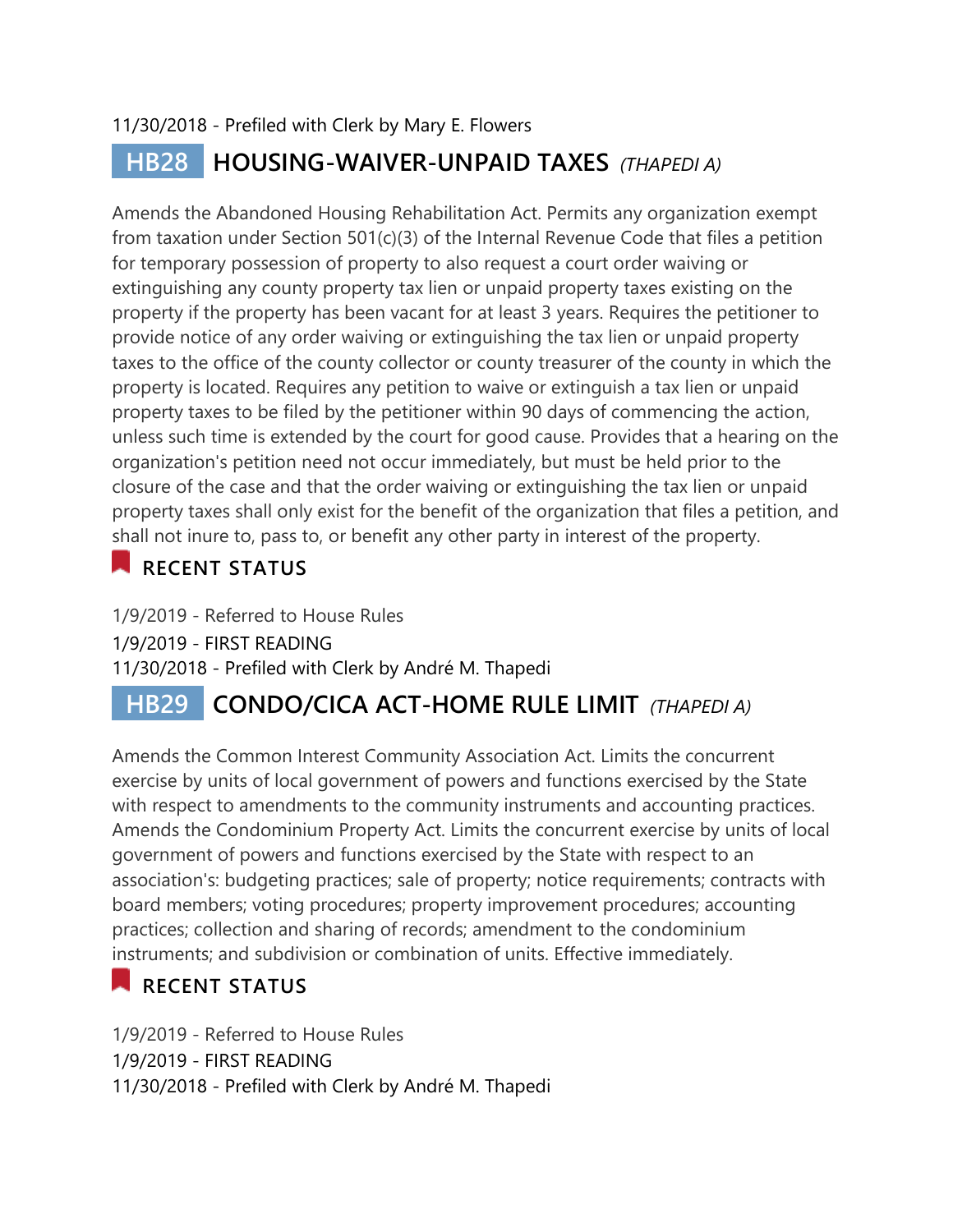11/30/2018 - Prefiled with Clerk by Mary E. Flowers

## HB28 HOUSING-WAIVER-UNPAID TAXES *(THAPEDI A)*

Amends the Abandoned Housing Rehabilitation Act. Permits any organization exempt from taxation under Section 501(c)(3) of the Internal Revenue Code that files a petition for temporary possession of property to also request a court order waiving or extinguishing any county property tax lien or unpaid property taxes existing on the property if the property has been vacant for at least 3 years. Requires the petitioner to provide notice of any order waiving or extinguishing the tax lien or unpaid property taxes to the office of the county collector or county treasurer of the county in which the property is located. Requires any petition to waive or extinguish a tax lien or unpaid property taxes to be filed by the petitioner within 90 days of commencing the action, unless such time is extended by the court for good cause. Provides that a hearing on the organization's petition need not occur immediately, but must be held prior to the closure of the case and that the order waiving or extinguishing the tax lien or unpaid property taxes shall only exist for the benefit of the organization that files a petition, and shall not inure to, pass to, or benefit any other party in interest of the property.

### RECENT STATUS

1/9/2019 - Referred to House Rules
1/9/2019 - FIRST READING
11/30/2018 - Prefiled with Clerk by André M. Thapedi

## HB29 CONDO/CICA ACT-HOME RULE LIMIT *(THAPEDI A)*

Amends the Common Interest Community Association Act. Limits the concurrent exercise by units of local government of powers and functions exercised by the State with respect to amendments to the community instruments and accounting practices. Amends the Condominium Property Act. Limits the concurrent exercise by units of local government of powers and functions exercised by the State with respect to an association's: budgeting practices; sale of property; notice requirements; contracts with board members; voting procedures; property improvement procedures; accounting practices; collection and sharing of records; amendment to the condominium instruments; and subdivision or combination of units. Effective immediately.

### RECENT STATUS

1/9/2019 - Referred to House Rules
1/9/2019 - FIRST READING
11/30/2018 - Prefiled with Clerk by André M. Thapedi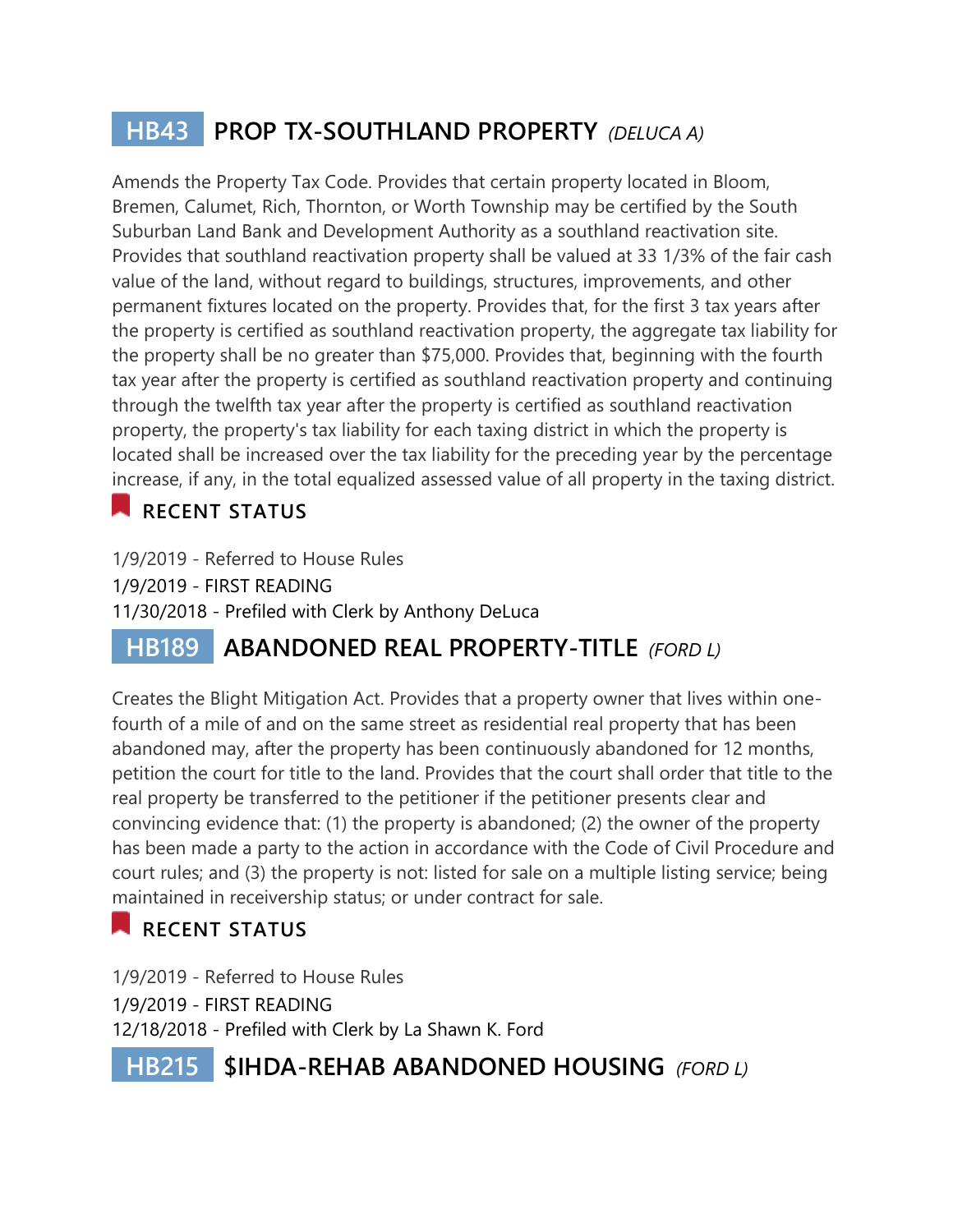## HB43 PROP TX-SOUTHLAND PROPERTY *(DELUCA A)*

Amends the Property Tax Code. Provides that certain property located in Bloom, Bremen, Calumet, Rich, Thornton, or Worth Township may be certified by the South Suburban Land Bank and Development Authority as a southland reactivation site. Provides that southland reactivation property shall be valued at 33 1/3% of the fair cash value of the land, without regard to buildings, structures, improvements, and other permanent fixtures located on the property. Provides that, for the first 3 tax years after the property is certified as southland reactivation property, the aggregate tax liability for the property shall be no greater than $75,000. Provides that, beginning with the fourth tax year after the property is certified as southland reactivation property and continuing through the twelfth tax year after the property is certified as southland reactivation property, the property's tax liability for each taxing district in which the property is located shall be increased over the tax liability for the preceding year by the percentage increase, if any, in the total equalized assessed value of all property in the taxing district.

### RECENT STATUS

1/9/2019 - Referred to House Rules
1/9/2019 - FIRST READING
11/30/2018 - Prefiled with Clerk by Anthony DeLuca

## HB189 ABANDONED REAL PROPERTY-TITLE *(FORD L)*

Creates the Blight Mitigation Act. Provides that a property owner that lives within one-fourth of a mile of and on the same street as residential real property that has been abandoned may, after the property has been continuously abandoned for 12 months, petition the court for title to the land. Provides that the court shall order that title to the real property be transferred to the petitioner if the petitioner presents clear and convincing evidence that: (1) the property is abandoned; (2) the owner of the property has been made a party to the action in accordance with the Code of Civil Procedure and court rules; and (3) the property is not: listed for sale on a multiple listing service; being maintained in receivership status; or under contract for sale.

### RECENT STATUS

1/9/2019 - Referred to House Rules
1/9/2019 - FIRST READING
12/18/2018 - Prefiled with Clerk by La Shawn K. Ford

## HB215 $IHDA-REHAB ABANDONED HOUSING *(FORD L)*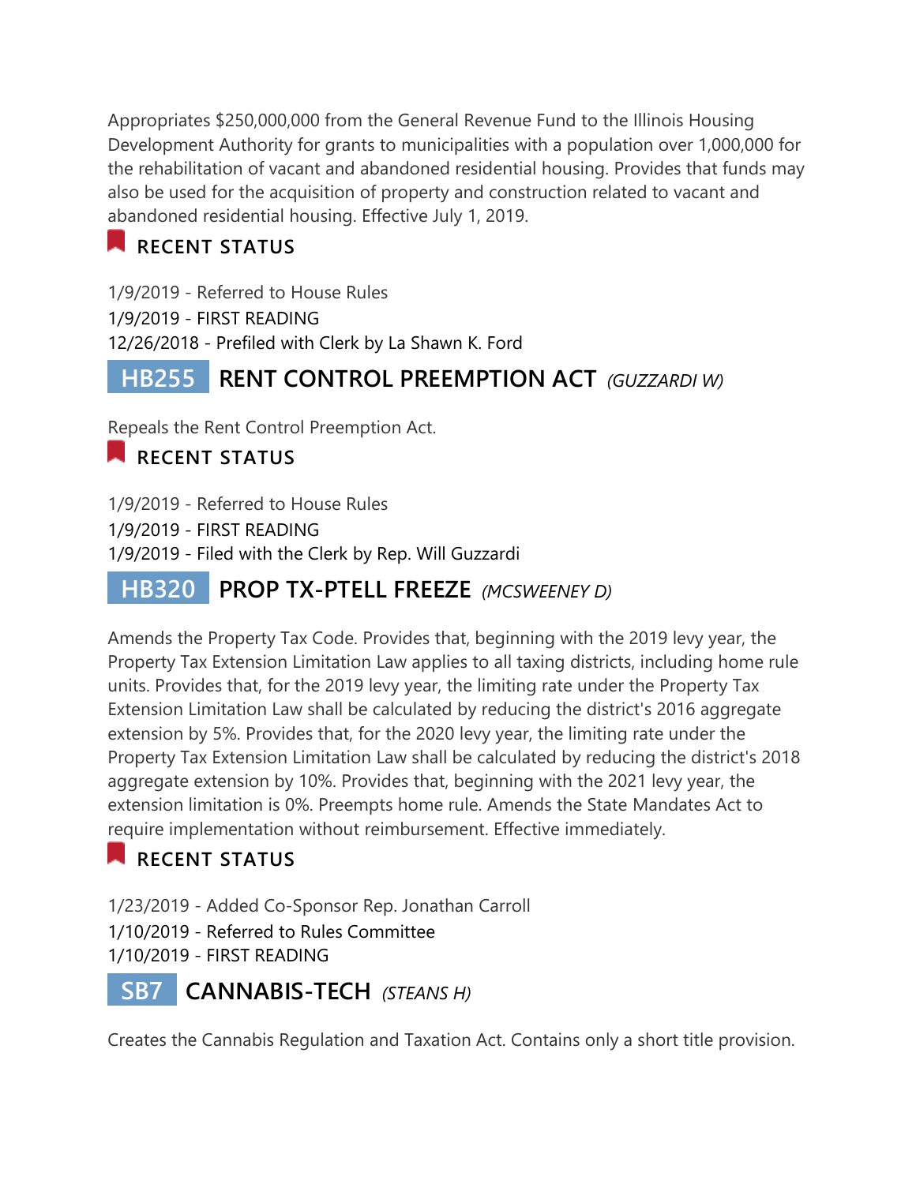Appropriates $250,000,000 from the General Revenue Fund to the Illinois Housing Development Authority for grants to municipalities with a population over 1,000,000 for the rehabilitation of vacant and abandoned residential housing. Provides that funds may also be used for the acquisition of property and construction related to vacant and abandoned residential housing. Effective July 1, 2019.

### RECENT STATUS

1/9/2019 - Referred to House Rules
1/9/2019 - FIRST READING
12/26/2018 - Prefiled with Clerk by La Shawn K. Ford

## HB255 RENT CONTROL PREEMPTION ACT *(GUZZARDI W)*

Repeals the Rent Control Preemption Act.

### RECENT STATUS

1/9/2019 - Referred to House Rules
1/9/2019 - FIRST READING
1/9/2019 - Filed with the Clerk by Rep. Will Guzzardi

## HB320 PROP TX-PTELL FREEZE *(MCSWEENEY D)*

Amends the Property Tax Code. Provides that, beginning with the 2019 levy year, the Property Tax Extension Limitation Law applies to all taxing districts, including home rule units. Provides that, for the 2019 levy year, the limiting rate under the Property Tax Extension Limitation Law shall be calculated by reducing the district's 2016 aggregate extension by 5%. Provides that, for the 2020 levy year, the limiting rate under the Property Tax Extension Limitation Law shall be calculated by reducing the district's 2018 aggregate extension by 10%. Provides that, beginning with the 2021 levy year, the extension limitation is 0%. Preempts home rule. Amends the State Mandates Act to require implementation without reimbursement. Effective immediately.

### RECENT STATUS

1/23/2019 - Added Co-Sponsor Rep. Jonathan Carroll
1/10/2019 - Referred to Rules Committee
1/10/2019 - FIRST READING

## SB7 CANNABIS-TECH *(STEANS H)*

Creates the Cannabis Regulation and Taxation Act. Contains only a short title provision.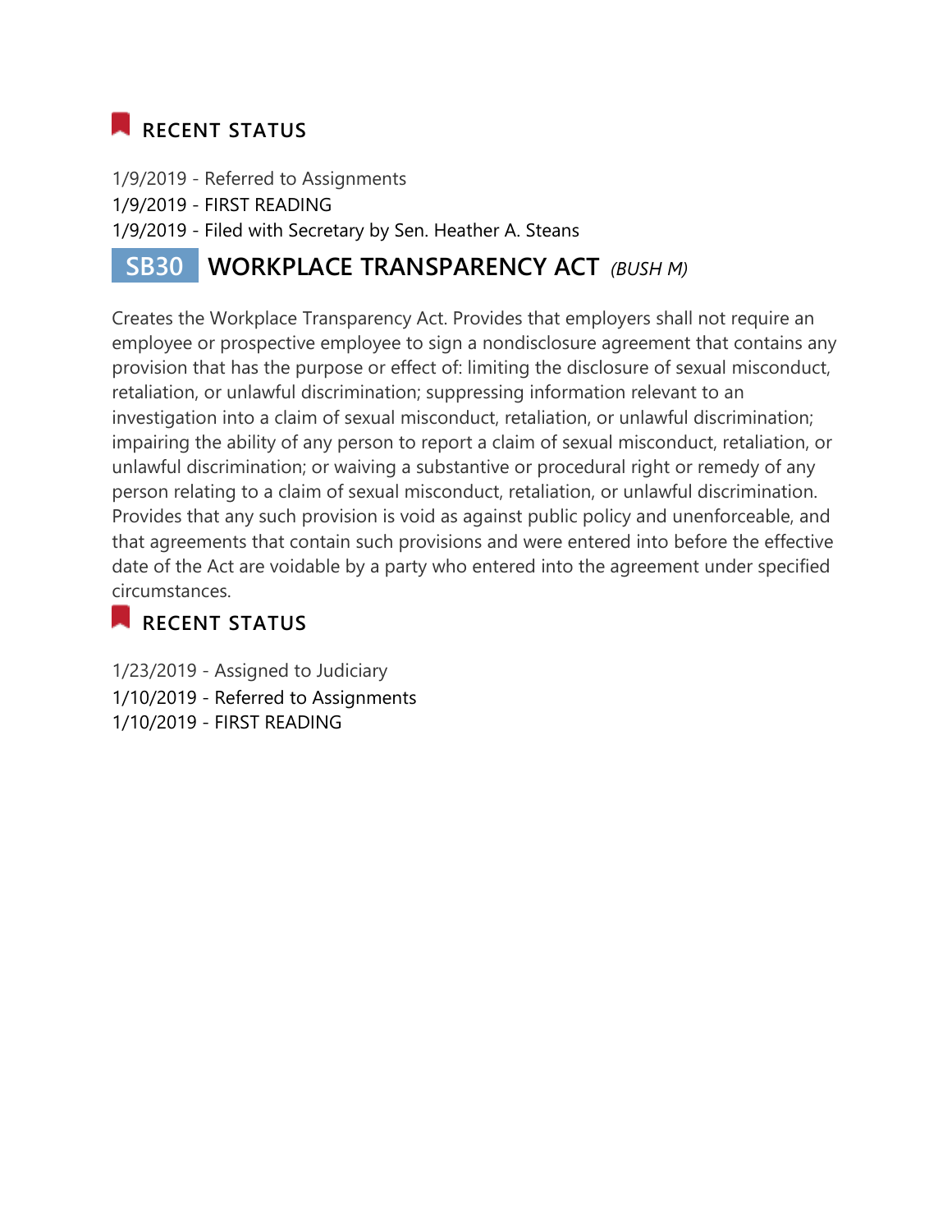## RECENT STATUS

1/9/2019 - Referred to Assignments
1/9/2019 - FIRST READING
1/9/2019 - Filed with Secretary by Sen. Heather A. Steans

## SB30 WORKPLACE TRANSPARENCY ACT *(BUSH M)*

Creates the Workplace Transparency Act. Provides that employers shall not require an employee or prospective employee to sign a nondisclosure agreement that contains any provision that has the purpose or effect of: limiting the disclosure of sexual misconduct, retaliation, or unlawful discrimination; suppressing information relevant to an investigation into a claim of sexual misconduct, retaliation, or unlawful discrimination; impairing the ability of any person to report a claim of sexual misconduct, retaliation, or unlawful discrimination; or waiving a substantive or procedural right or remedy of any person relating to a claim of sexual misconduct, retaliation, or unlawful discrimination. Provides that any such provision is void as against public policy and unenforceable, and that agreements that contain such provisions and were entered into before the effective date of the Act are voidable by a party who entered into the agreement under specified circumstances.

## RECENT STATUS

1/23/2019 - Assigned to Judiciary
1/10/2019 - Referred to Assignments
1/10/2019 - FIRST READING